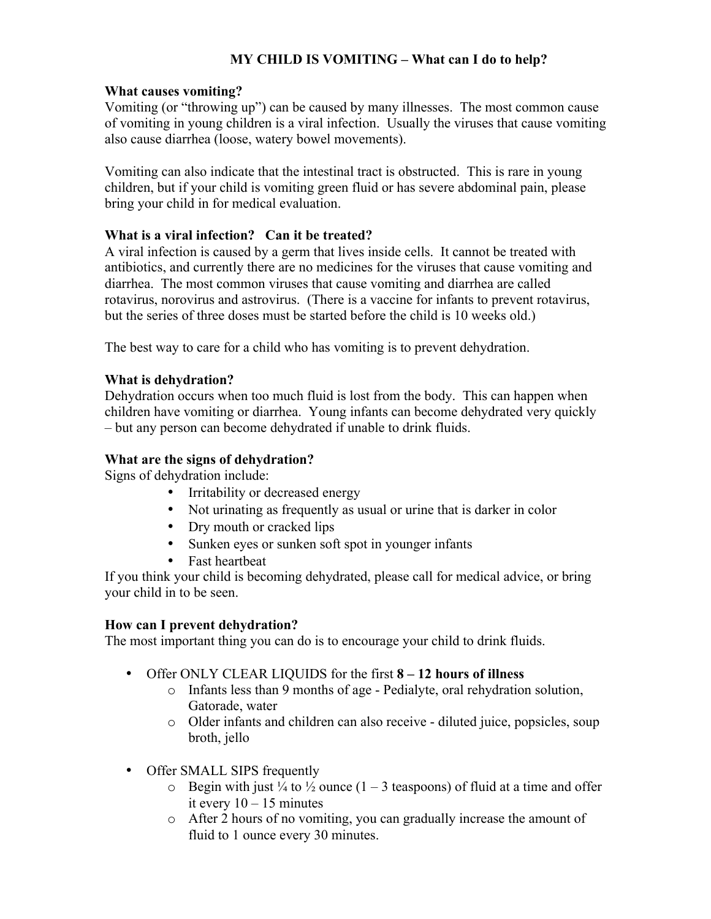# MY CHILD IS VOMITING – What can I do to help?

**What causes vomiting?**

Vomiting (or "throwing up") can be caused by many illnesses. The most common cause of vomiting in young children is a viral infection. Usually the viruses that cause vomiting also cause diarrhea (loose, watery bowel movements).

Vomiting can also indicate that the intestinal tract is obstructed. This is rare in young children, but if your child is vomiting green fluid or has severe abdominal pain, please bring your child in for medical evaluation.

**What is a viral infection? Can it be treated?**

A viral infection is caused by a germ that lives inside cells. It cannot be treated with antibiotics, and currently there are no medicines for the viruses that cause vomiting and diarrhea. The most common viruses that cause vomiting and diarrhea are called rotavirus, norovirus and astrovirus. (There is a vaccine for infants to prevent rotavirus, but the series of three doses must be started before the child is 10 weeks old.)

The best way to care for a child who has vomiting is to prevent dehydration.

**What is dehydration?**

Dehydration occurs when too much fluid is lost from the body. This can happen when children have vomiting or diarrhea. Young infants can become dehydrated very quickly – but any person can become dehydrated if unable to drink fluids.

**What are the signs of dehydration?**

Signs of dehydration include:

- Irritability or decreased energy
- Not urinating as frequently as usual or urine that is darker in color
- Dry mouth or cracked lips
- Sunken eyes or sunken soft spot in younger infants
- Fast heartbeat

If you think your child is becoming dehydrated, please call for medical advice, or bring your child in to be seen.

**How can I prevent dehydration?**

The most important thing you can do is to encourage your child to drink fluids.

- Offer ONLY CLEAR LIQUIDS for the first **8 – 12 hours of illness**
  - Infants less than 9 months of age - Pedialyte, oral rehydration solution, Gatorade, water
  - Older infants and children can also receive - diluted juice, popsicles, soup broth, jello
- Offer SMALL SIPS frequently
  - Begin with just ¼ to ½ ounce (1 – 3 teaspoons) of fluid at a time and offer it every 10 – 15 minutes
  - After 2 hours of no vomiting, you can gradually increase the amount of fluid to 1 ounce every 30 minutes.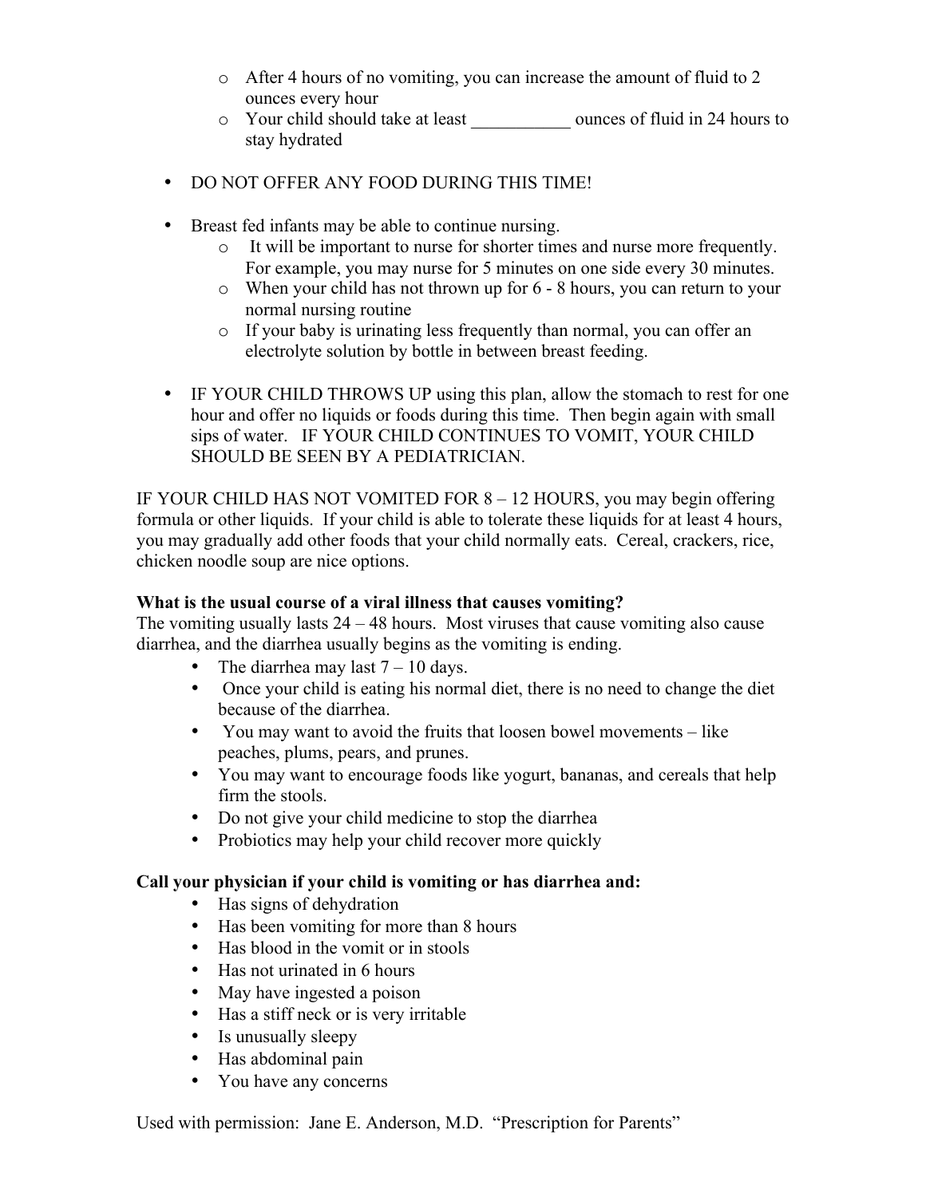- After 4 hours of no vomiting, you can increase the amount of fluid to 2 ounces every hour
    - Your child should take at least ___________ ounces of fluid in 24 hours to stay hydrated

- DO NOT OFFER ANY FOOD DURING THIS TIME!

- Breast fed infants may be able to continue nursing.
    - It will be important to nurse for shorter times and nurse more frequently. For example, you may nurse for 5 minutes on one side every 30 minutes.
    - When your child has not thrown up for 6 - 8 hours, you can return to your normal nursing routine
    - If your baby is urinating less frequently than normal, you can offer an electrolyte solution by bottle in between breast feeding.

- IF YOUR CHILD THROWS UP using this plan, allow the stomach to rest for one hour and offer no liquids or foods during this time. Then begin again with small sips of water. IF YOUR CHILD CONTINUES TO VOMIT, YOUR CHILD SHOULD BE SEEN BY A PEDIATRICIAN.

IF YOUR CHILD HAS NOT VOMITED FOR 8 – 12 HOURS, you may begin offering formula or other liquids. If your child is able to tolerate these liquids for at least 4 hours, you may gradually add other foods that your child normally eats. Cereal, crackers, rice, chicken noodle soup are nice options.

**What is the usual course of a viral illness that causes vomiting?**

The vomiting usually lasts 24 – 48 hours. Most viruses that cause vomiting also cause diarrhea, and the diarrhea usually begins as the vomiting is ending.

- The diarrhea may last 7 – 10 days.
- Once your child is eating his normal diet, there is no need to change the diet because of the diarrhea.
- You may want to avoid the fruits that loosen bowel movements – like peaches, plums, pears, and prunes.
- You may want to encourage foods like yogurt, bananas, and cereals that help firm the stools.
- Do not give your child medicine to stop the diarrhea
- Probiotics may help your child recover more quickly

**Call your physician if your child is vomiting or has diarrhea and:**

- Has signs of dehydration
- Has been vomiting for more than 8 hours
- Has blood in the vomit or in stools
- Has not urinated in 6 hours
- May have ingested a poison
- Has a stiff neck or is very irritable
- Is unusually sleepy
- Has abdominal pain
- You have any concerns

Used with permission: Jane E. Anderson, M.D. "Prescription for Parents"